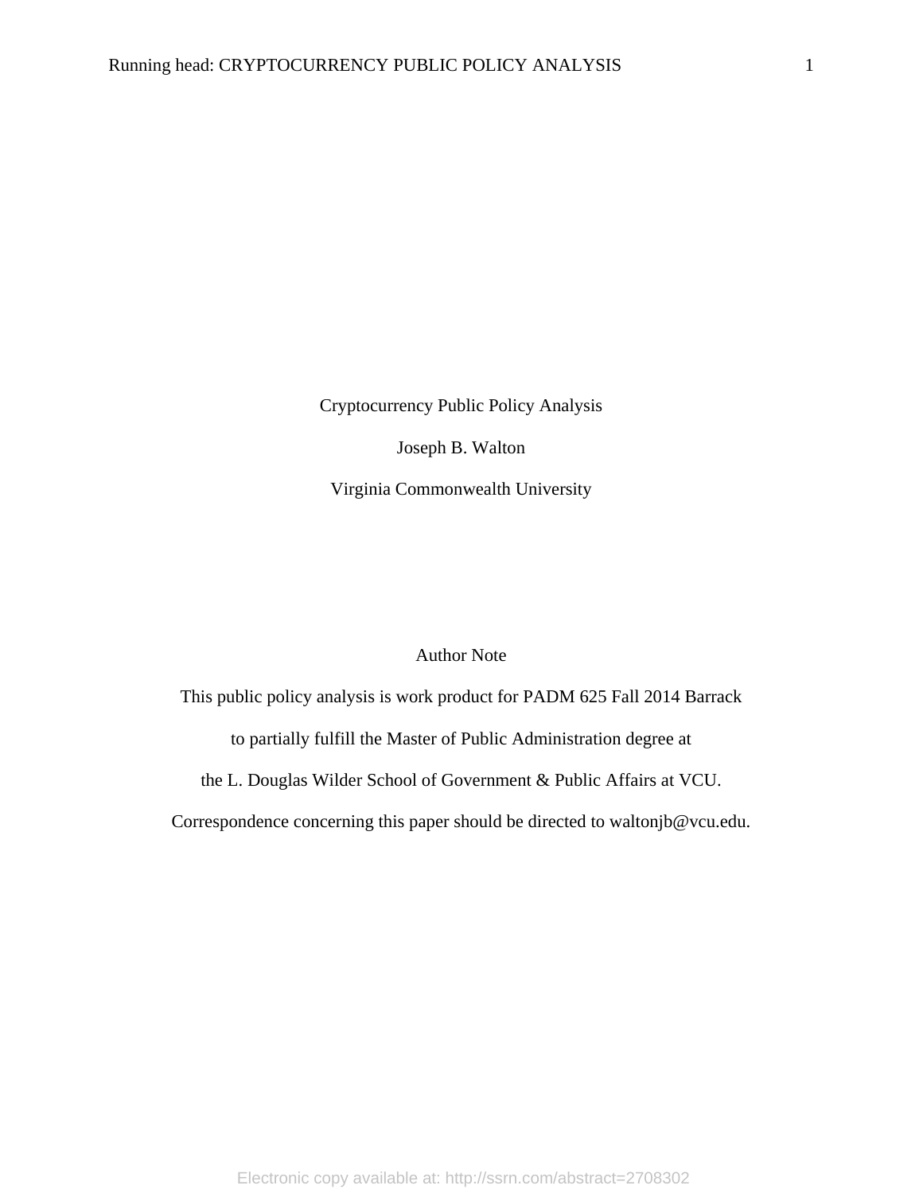# Cryptocurrency Public Policy Analysis

Joseph B. Walton

Virginia Commonwealth University

## Author Note

This public policy analysis is work product for PADM 625 Fall 2014 Barrack

to partially fulfill the Master of Public Administration degree at

the L. Douglas Wilder School of Government & Public Affairs at VCU.

Correspondence concerning this paper should be directed to waltonjb@vcu.edu.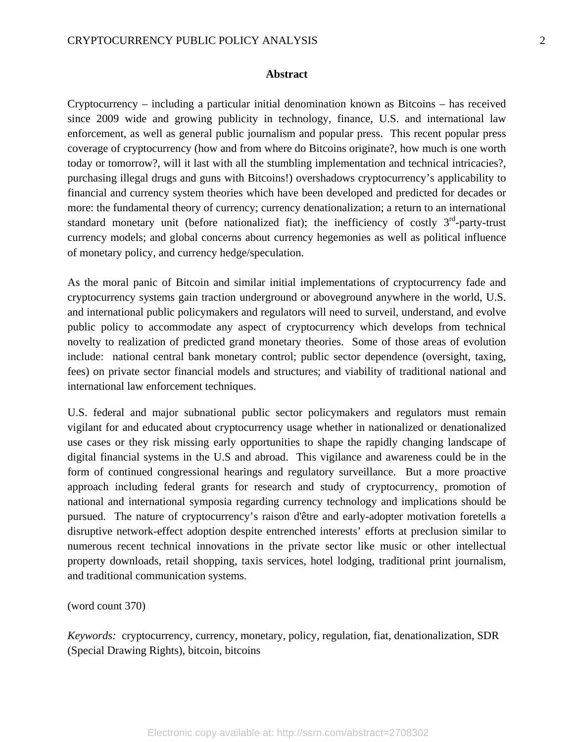## Abstract

Cryptocurrency – including a particular initial denomination known as Bitcoins – has received since 2009 wide and growing publicity in technology, finance, U.S. and international law enforcement, as well as general public journalism and popular press. This recent popular press coverage of cryptocurrency (how and from where do Bitcoins originate?, how much is one worth today or tomorrow?, will it last with all the stumbling implementation and technical intricacies?, purchasing illegal drugs and guns with Bitcoins!) overshadows cryptocurrency's applicability to financial and currency system theories which have been developed and predicted for decades or more: the fundamental theory of currency; currency denationalization; a return to an international standard monetary unit (before nationalized fiat); the inefficiency of costly 3rd-party-trust currency models; and global concerns about currency hegemonies as well as political influence of monetary policy, and currency hedge/speculation.

As the moral panic of Bitcoin and similar initial implementations of cryptocurrency fade and cryptocurrency systems gain traction underground or aboveground anywhere in the world, U.S. and international public policymakers and regulators will need to surveil, understand, and evolve public policy to accommodate any aspect of cryptocurrency which develops from technical novelty to realization of predicted grand monetary theories. Some of those areas of evolution include: national central bank monetary control; public sector dependence (oversight, taxing, fees) on private sector financial models and structures; and viability of traditional national and international law enforcement techniques.

U.S. federal and major subnational public sector policymakers and regulators must remain vigilant for and educated about cryptocurrency usage whether in nationalized or denationalized use cases or they risk missing early opportunities to shape the rapidly changing landscape of digital financial systems in the U.S and abroad. This vigilance and awareness could be in the form of continued congressional hearings and regulatory surveillance. But a more proactive approach including federal grants for research and study of cryptocurrency, promotion of national and international symposia regarding currency technology and implications should be pursued. The nature of cryptocurrency's raison d'être and early-adopter motivation foretells a disruptive network-effect adoption despite entrenched interests' efforts at preclusion similar to numerous recent technical innovations in the private sector like music or other intellectual property downloads, retail shopping, taxis services, hotel lodging, traditional print journalism, and traditional communication systems.

(word count 370)

*Keywords:* cryptocurrency, currency, monetary, policy, regulation, fiat, denationalization, SDR (Special Drawing Rights), bitcoin, bitcoins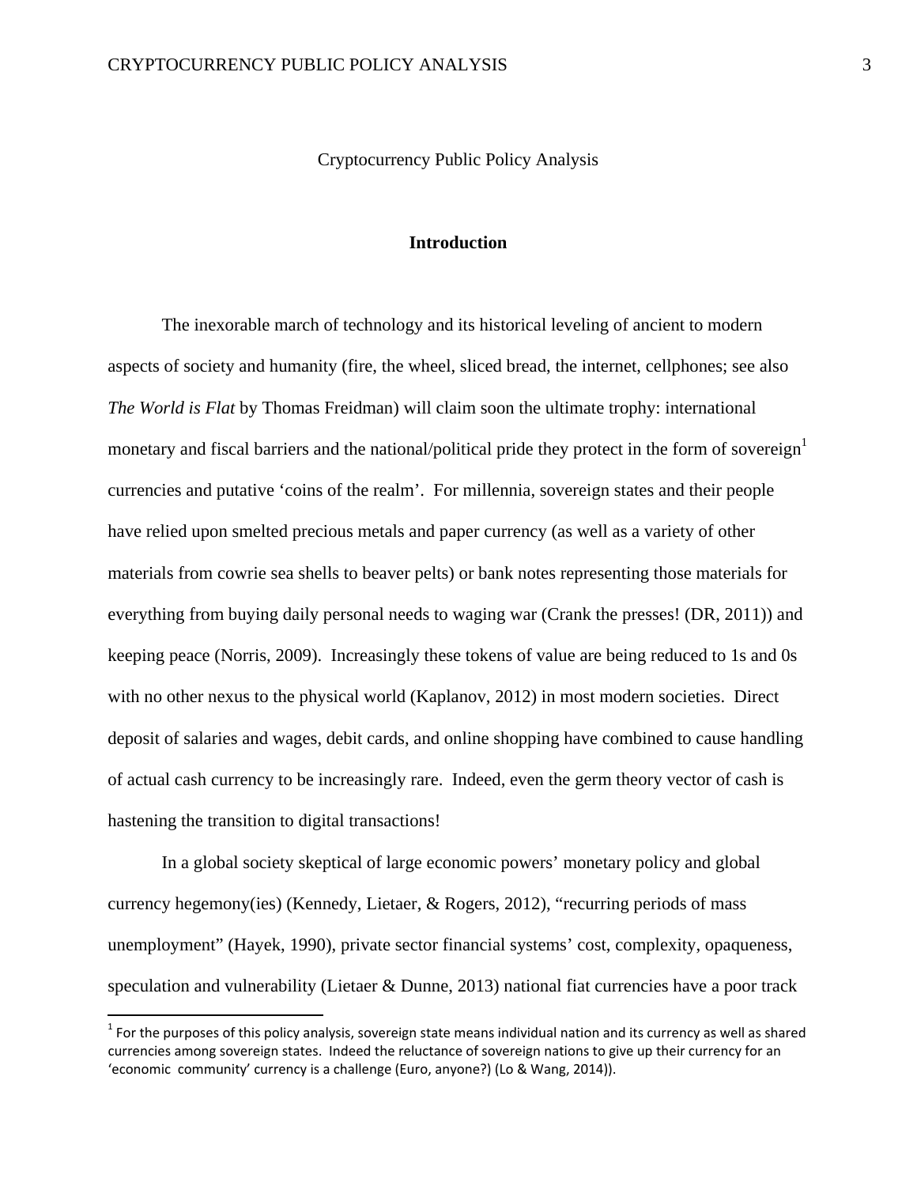Cryptocurrency Public Policy Analysis

## Introduction

The inexorable march of technology and its historical leveling of ancient to modern aspects of society and humanity (fire, the wheel, sliced bread, the internet, cellphones; see also *The World is Flat* by Thomas Freidman) will claim soon the ultimate trophy: international monetary and fiscal barriers and the national/political pride they protect in the form of sovereign[1] currencies and putative 'coins of the realm'. For millennia, sovereign states and their people have relied upon smelted precious metals and paper currency (as well as a variety of other materials from cowrie sea shells to beaver pelts) or bank notes representing those materials for everything from buying daily personal needs to waging war (Crank the presses! (DR, 2011)) and keeping peace (Norris, 2009). Increasingly these tokens of value are being reduced to 1s and 0s with no other nexus to the physical world (Kaplanov, 2012) in most modern societies. Direct deposit of salaries and wages, debit cards, and online shopping have combined to cause handling of actual cash currency to be increasingly rare. Indeed, even the germ theory vector of cash is hastening the transition to digital transactions!

In a global society skeptical of large economic powers' monetary policy and global currency hegemony(ies) (Kennedy, Lietaer, & Rogers, 2012), "recurring periods of mass unemployment" (Hayek, 1990), private sector financial systems' cost, complexity, opaqueness, speculation and vulnerability (Lietaer & Dunne, 2013) national fiat currencies have a poor track

[1] For the purposes of this policy analysis, sovereign state means individual nation and its currency as well as shared currencies among sovereign states. Indeed the reluctance of sovereign nations to give up their currency for an 'economic community' currency is a challenge (Euro, anyone?) (Lo & Wang, 2014)).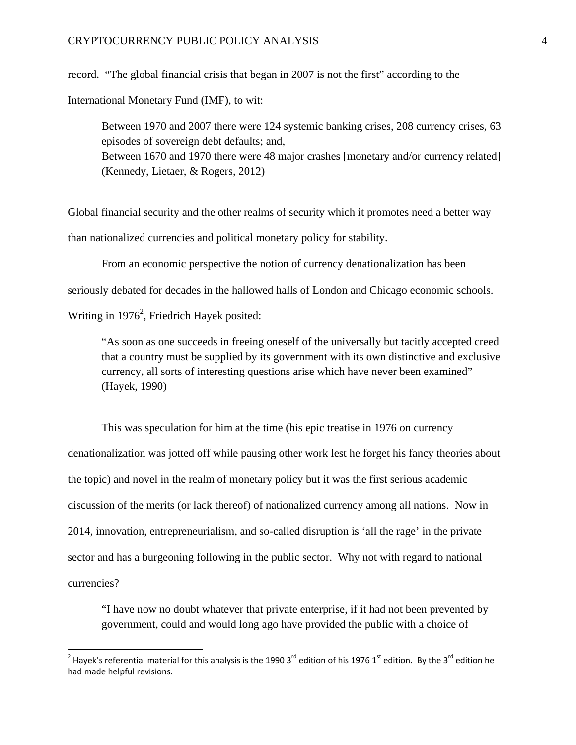record. "The global financial crisis that began in 2007 is not the first" according to the International Monetary Fund (IMF), to wit:

> Between 1970 and 2007 there were 124 systemic banking crises, 208 currency crises, 63 episodes of sovereign debt defaults; and,
> Between 1670 and 1970 there were 48 major crashes [monetary and/or currency related] (Kennedy, Lietaer, & Rogers, 2012)

Global financial security and the other realms of security which it promotes need a better way than nationalized currencies and political monetary policy for stability.

From an economic perspective the notion of currency denationalization has been seriously debated for decades in the hallowed halls of London and Chicago economic schools. Writing in 1976[2], Friedrich Hayek posited:

> "As soon as one succeeds in freeing oneself of the universally but tacitly accepted creed that a country must be supplied by its government with its own distinctive and exclusive currency, all sorts of interesting questions arise which have never been examined" (Hayek, 1990)

This was speculation for him at the time (his epic treatise in 1976 on currency denationalization was jotted off while pausing other work lest he forget his fancy theories about the topic) and novel in the realm of monetary policy but it was the first serious academic discussion of the merits (or lack thereof) of nationalized currency among all nations. Now in 2014, innovation, entrepreneurialism, and so-called disruption is 'all the rage' in the private sector and has a burgeoning following in the public sector. Why not with regard to national currencies?

> "I have now no doubt whatever that private enterprise, if it had not been prevented by government, could and would long ago have provided the public with a choice of

---

[2] Hayek's referential material for this analysis is the 1990 3rd edition of his 1976 1st edition. By the 3rd edition he had made helpful revisions.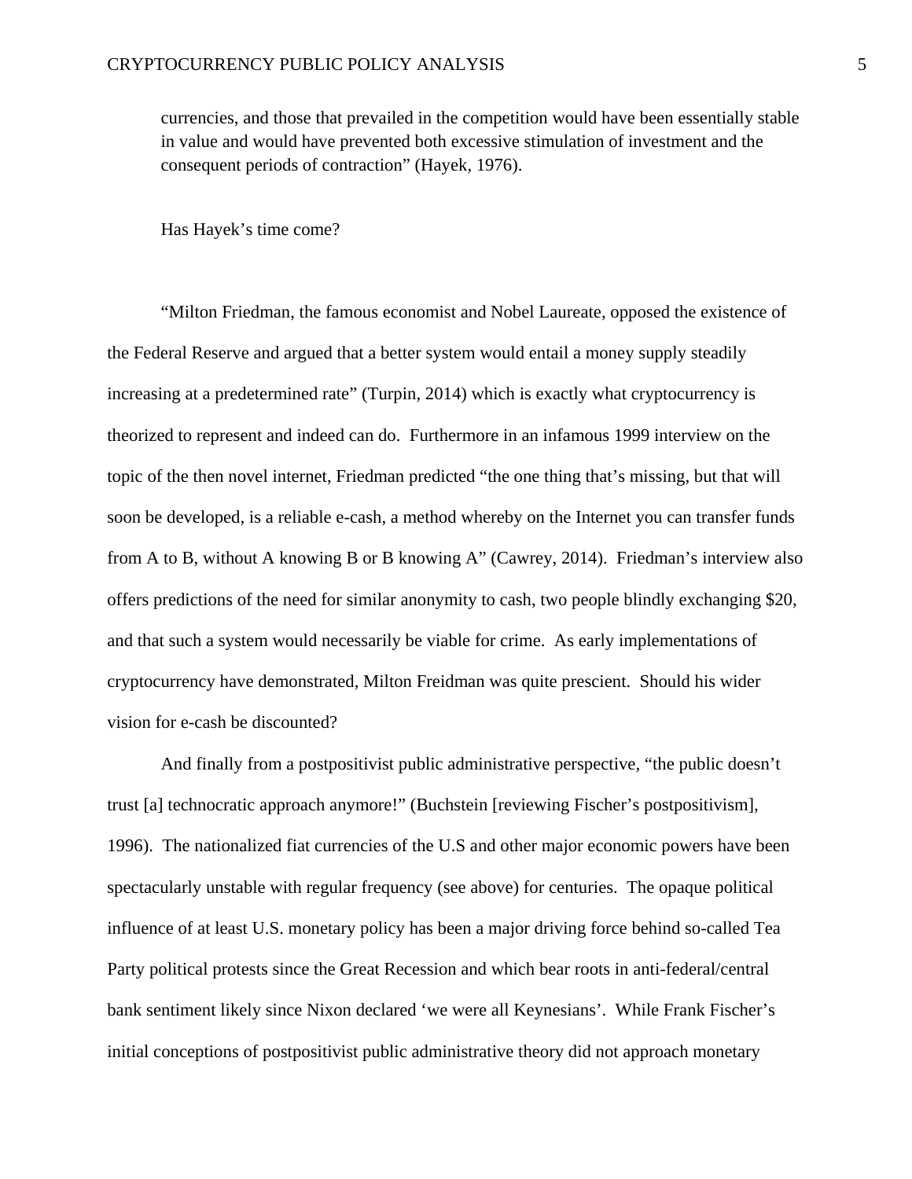> currencies, and those that prevailed in the competition would have been essentially stable in value and would have prevented both excessive stimulation of investment and the consequent periods of contraction" (Hayek, 1976).
>
> Has Hayek's time come?

"Milton Friedman, the famous economist and Nobel Laureate, opposed the existence of the Federal Reserve and argued that a better system would entail a money supply steadily increasing at a predetermined rate" (Turpin, 2014) which is exactly what cryptocurrency is theorized to represent and indeed can do. Furthermore in an infamous 1999 interview on the topic of the then novel internet, Friedman predicted "the one thing that's missing, but that will soon be developed, is a reliable e-cash, a method whereby on the Internet you can transfer funds from A to B, without A knowing B or B knowing A" (Cawrey, 2014). Friedman's interview also offers predictions of the need for similar anonymity to cash, two people blindly exchanging $20, and that such a system would necessarily be viable for crime. As early implementations of cryptocurrency have demonstrated, Milton Freidman was quite prescient. Should his wider vision for e-cash be discounted?

And finally from a postpositivist public administrative perspective, "the public doesn't trust [a] technocratic approach anymore!" (Buchstein [reviewing Fischer's postpositivism], 1996). The nationalized fiat currencies of the U.S and other major economic powers have been spectacularly unstable with regular frequency (see above) for centuries. The opaque political influence of at least U.S. monetary policy has been a major driving force behind so-called Tea Party political protests since the Great Recession and which bear roots in anti-federal/central bank sentiment likely since Nixon declared 'we were all Keynesians'. While Frank Fischer's initial conceptions of postpositivist public administrative theory did not approach monetary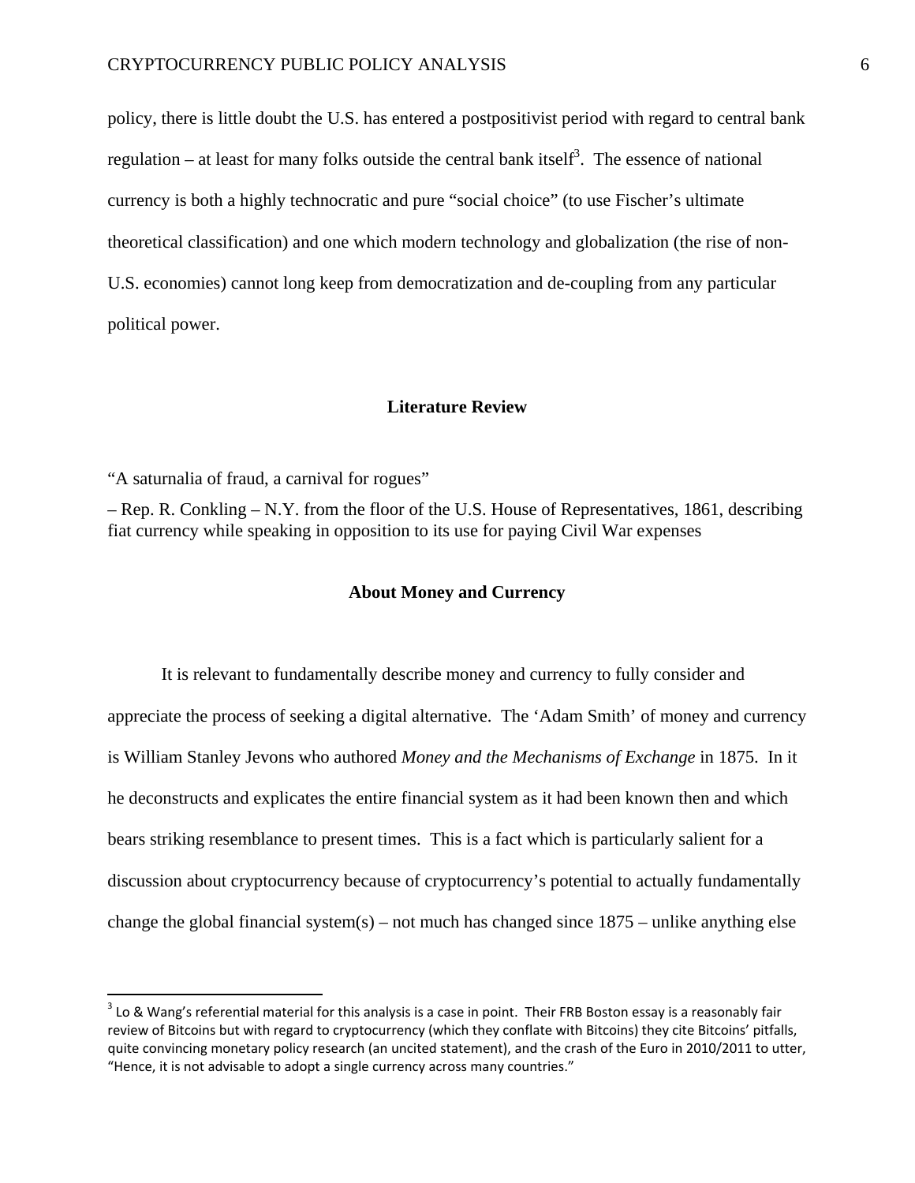policy, there is little doubt the U.S. has entered a postpositivist period with regard to central bank regulation – at least for many folks outside the central bank itself[3]. The essence of national currency is both a highly technocratic and pure "social choice" (to use Fischer's ultimate theoretical classification) and one which modern technology and globalization (the rise of non-U.S. economies) cannot long keep from democratization and de-coupling from any particular political power.

## Literature Review

"A saturnalia of fraud, a carnival for rogues"

– Rep. R. Conkling – N.Y. from the floor of the U.S. House of Representatives, 1861, describing fiat currency while speaking in opposition to its use for paying Civil War expenses

### About Money and Currency

It is relevant to fundamentally describe money and currency to fully consider and appreciate the process of seeking a digital alternative. The 'Adam Smith' of money and currency is William Stanley Jevons who authored *Money and the Mechanisms of Exchange* in 1875. In it he deconstructs and explicates the entire financial system as it had been known then and which bears striking resemblance to present times. This is a fact which is particularly salient for a discussion about cryptocurrency because of cryptocurrency's potential to actually fundamentally change the global financial system(s) – not much has changed since 1875 – unlike anything else

---

[3] Lo & Wang's referential material for this analysis is a case in point. Their FRB Boston essay is a reasonably fair review of Bitcoins but with regard to cryptocurrency (which they conflate with Bitcoins) they cite Bitcoins' pitfalls, quite convincing monetary policy research (an uncited statement), and the crash of the Euro in 2010/2011 to utter, "Hence, it is not advisable to adopt a single currency across many countries."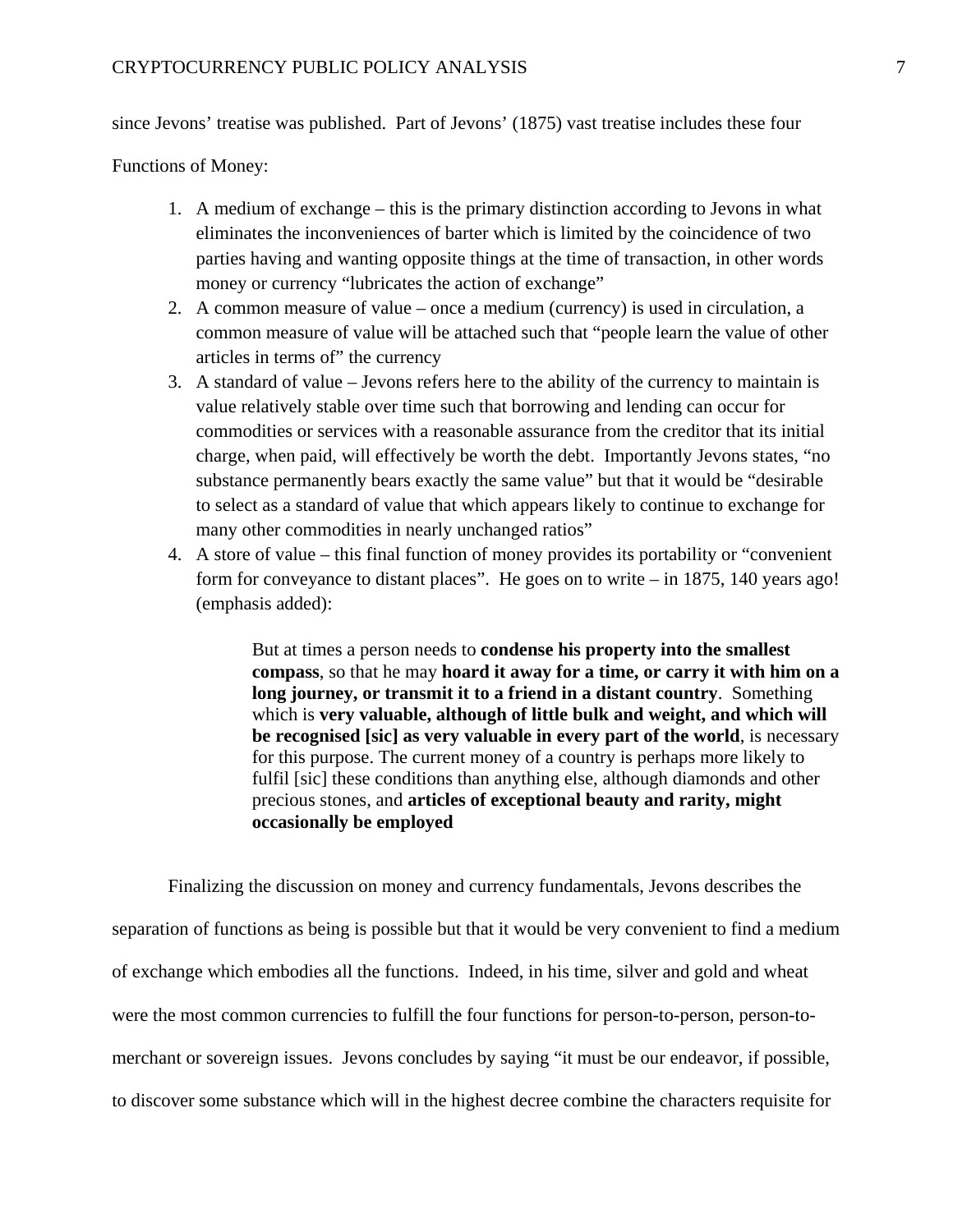since Jevons' treatise was published. Part of Jevons' (1875) vast treatise includes these four Functions of Money:

1. A medium of exchange – this is the primary distinction according to Jevons in what eliminates the inconveniences of barter which is limited by the coincidence of two parties having and wanting opposite things at the time of transaction, in other words money or currency "lubricates the action of exchange"
2. A common measure of value – once a medium (currency) is used in circulation, a common measure of value will be attached such that "people learn the value of other articles in terms of" the currency
3. A standard of value – Jevons refers here to the ability of the currency to maintain is value relatively stable over time such that borrowing and lending can occur for commodities or services with a reasonable assurance from the creditor that its initial charge, when paid, will effectively be worth the debt. Importantly Jevons states, "no substance permanently bears exactly the same value" but that it would be "desirable to select as a standard of value that which appears likely to continue to exchange for many other commodities in nearly unchanged ratios"
4. A store of value – this final function of money provides its portability or "convenient form for conveyance to distant places". He goes on to write – in 1875, 140 years ago! (emphasis added):

> But at times a person needs to **condense his property into the smallest compass**, so that he may **hoard it away for a time, or carry it with him on a long journey, or transmit it to a friend in a distant country**. Something which is **very valuable, although of little bulk and weight, and which will be recognised [sic] as very valuable in every part of the world**, is necessary for this purpose. The current money of a country is perhaps more likely to fulfil [sic] these conditions than anything else, although diamonds and other precious stones, and **articles of exceptional beauty and rarity, might occasionally be employed**

Finalizing the discussion on money and currency fundamentals, Jevons describes the separation of functions as being is possible but that it would be very convenient to find a medium of exchange which embodies all the functions. Indeed, in his time, silver and gold and wheat were the most common currencies to fulfill the four functions for person-to-person, person-to-merchant or sovereign issues. Jevons concludes by saying "it must be our endeavor, if possible, to discover some substance which will in the highest decree combine the characters requisite for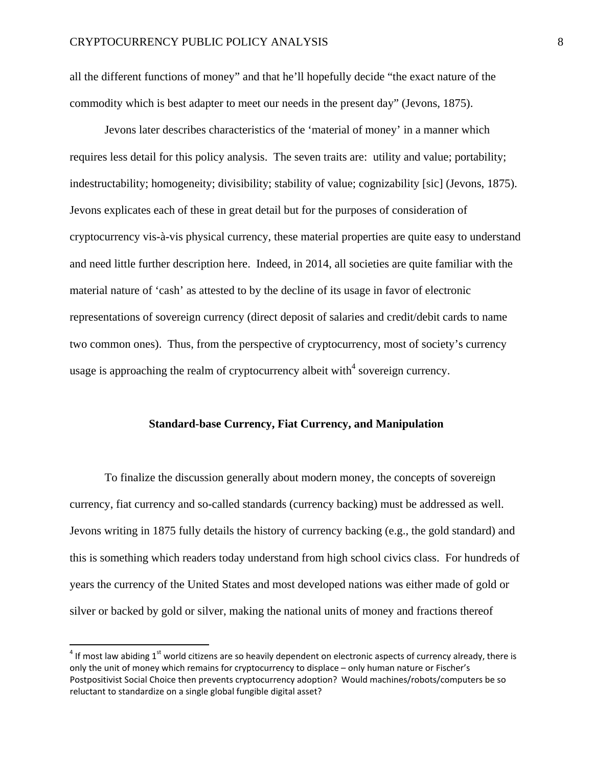all the different functions of money" and that he'll hopefully decide "the exact nature of the commodity which is best adapter to meet our needs in the present day" (Jevons, 1875).

Jevons later describes characteristics of the 'material of money' in a manner which requires less detail for this policy analysis. The seven traits are: utility and value; portability; indestructability; homogeneity; divisibility; stability of value; cognizability [sic] (Jevons, 1875). Jevons explicates each of these in great detail but for the purposes of consideration of cryptocurrency vis-à-vis physical currency, these material properties are quite easy to understand and need little further description here. Indeed, in 2014, all societies are quite familiar with the material nature of 'cash' as attested to by the decline of its usage in favor of electronic representations of sovereign currency (direct deposit of salaries and credit/debit cards to name two common ones). Thus, from the perspective of cryptocurrency, most of society's currency usage is approaching the realm of cryptocurrency albeit with[4] sovereign currency.

### Standard-base Currency, Fiat Currency, and Manipulation

To finalize the discussion generally about modern money, the concepts of sovereign currency, fiat currency and so-called standards (currency backing) must be addressed as well. Jevons writing in 1875 fully details the history of currency backing (e.g., the gold standard) and this is something which readers today understand from high school civics class. For hundreds of years the currency of the United States and most developed nations was either made of gold or silver or backed by gold or silver, making the national units of money and fractions thereof

[4] If most law abiding 1st world citizens are so heavily dependent on electronic aspects of currency already, there is only the unit of money which remains for cryptocurrency to displace – only human nature or Fischer's Postpositivist Social Choice then prevents cryptocurrency adoption? Would machines/robots/computers be so reluctant to standardize on a single global fungible digital asset?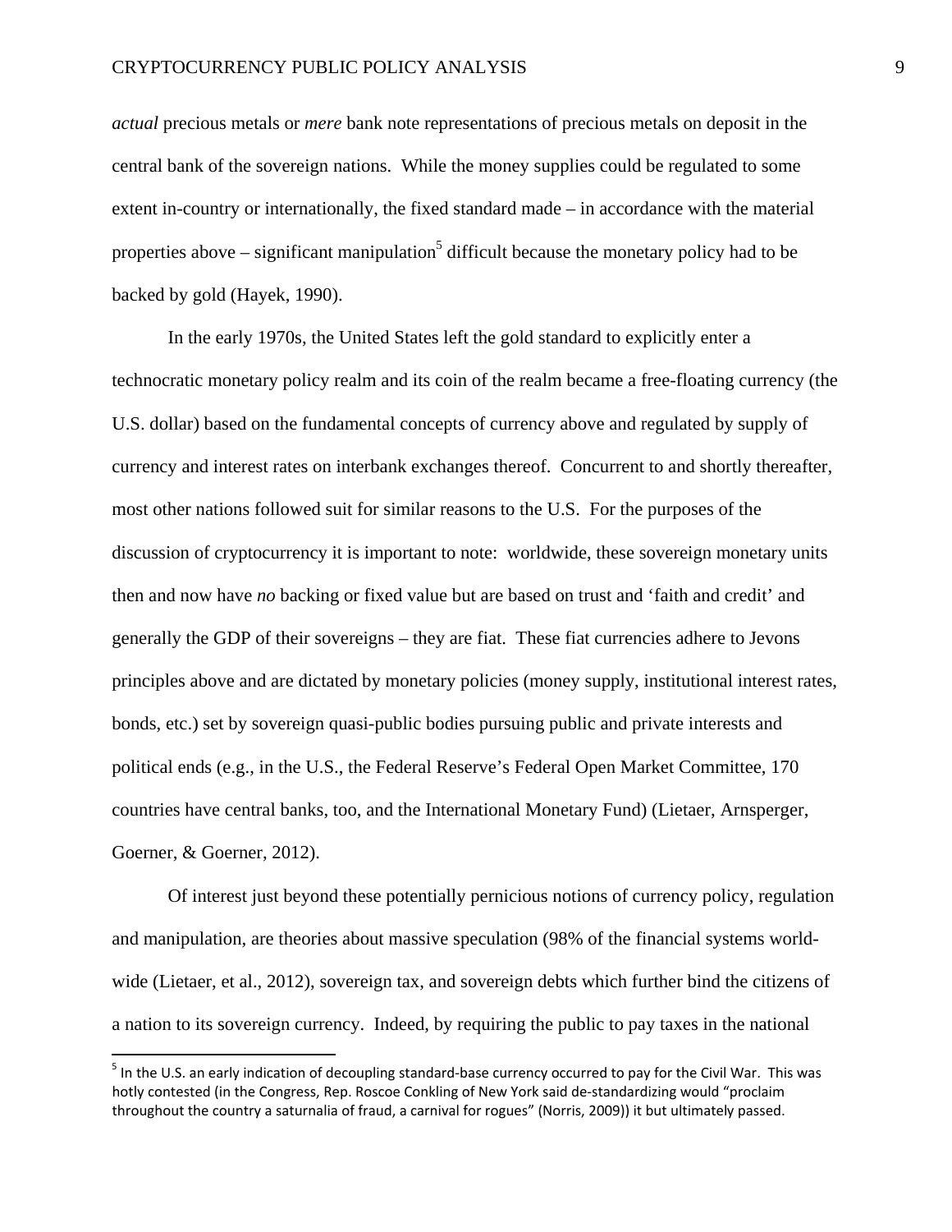*actual* precious metals or *mere* bank note representations of precious metals on deposit in the central bank of the sovereign nations. While the money supplies could be regulated to some extent in-country or internationally, the fixed standard made – in accordance with the material properties above – significant manipulation[5] difficult because the monetary policy had to be backed by gold (Hayek, 1990).

In the early 1970s, the United States left the gold standard to explicitly enter a technocratic monetary policy realm and its coin of the realm became a free-floating currency (the U.S. dollar) based on the fundamental concepts of currency above and regulated by supply of currency and interest rates on interbank exchanges thereof. Concurrent to and shortly thereafter, most other nations followed suit for similar reasons to the U.S. For the purposes of the discussion of cryptocurrency it is important to note: worldwide, these sovereign monetary units then and now have *no* backing or fixed value but are based on trust and 'faith and credit' and generally the GDP of their sovereigns – they are fiat. These fiat currencies adhere to Jevons principles above and are dictated by monetary policies (money supply, institutional interest rates, bonds, etc.) set by sovereign quasi-public bodies pursuing public and private interests and political ends (e.g., in the U.S., the Federal Reserve's Federal Open Market Committee, 170 countries have central banks, too, and the International Monetary Fund) (Lietaer, Arnsperger, Goerner, & Goerner, 2012).

Of interest just beyond these potentially pernicious notions of currency policy, regulation and manipulation, are theories about massive speculation (98% of the financial systems world-wide (Lietaer, et al., 2012), sovereign tax, and sovereign debts which further bind the citizens of a nation to its sovereign currency. Indeed, by requiring the public to pay taxes in the national

---

[5] In the U.S. an early indication of decoupling standard-base currency occurred to pay for the Civil War. This was hotly contested (in the Congress, Rep. Roscoe Conkling of New York said de-standardizing would "proclaim throughout the country a saturnalia of fraud, a carnival for rogues" (Norris, 2009)) it but ultimately passed.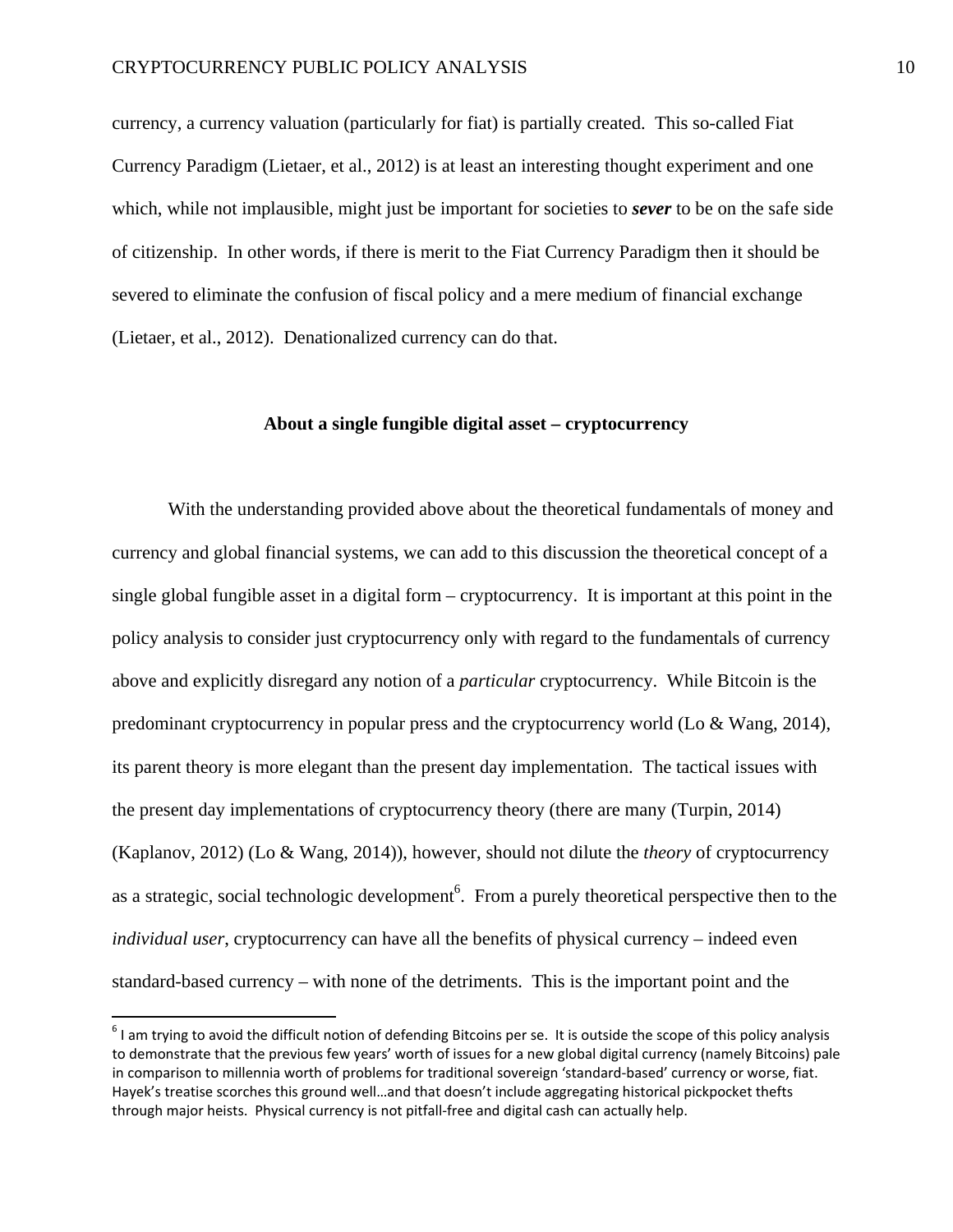currency, a currency valuation (particularly for fiat) is partially created. This so-called Fiat Currency Paradigm (Lietaer, et al., 2012) is at least an interesting thought experiment and one which, while not implausible, might just be important for societies to ***sever*** to be on the safe side of citizenship. In other words, if there is merit to the Fiat Currency Paradigm then it should be severed to eliminate the confusion of fiscal policy and a mere medium of financial exchange (Lietaer, et al., 2012). Denationalized currency can do that.

## About a single fungible digital asset – cryptocurrency

With the understanding provided above about the theoretical fundamentals of money and currency and global financial systems, we can add to this discussion the theoretical concept of a single global fungible asset in a digital form – cryptocurrency. It is important at this point in the policy analysis to consider just cryptocurrency only with regard to the fundamentals of currency above and explicitly disregard any notion of a *particular* cryptocurrency. While Bitcoin is the predominant cryptocurrency in popular press and the cryptocurrency world (Lo & Wang, 2014), its parent theory is more elegant than the present day implementation. The tactical issues with the present day implementations of cryptocurrency theory (there are many (Turpin, 2014) (Kaplanov, 2012) (Lo & Wang, 2014)), however, should not dilute the *theory* of cryptocurrency as a strategic, social technologic development[6]. From a purely theoretical perspective then to the *individual user*, cryptocurrency can have all the benefits of physical currency – indeed even standard-based currency – with none of the detriments. This is the important point and the

[6] I am trying to avoid the difficult notion of defending Bitcoins per se. It is outside the scope of this policy analysis to demonstrate that the previous few years' worth of issues for a new global digital currency (namely Bitcoins) pale in comparison to millennia worth of problems for traditional sovereign 'standard-based' currency or worse, fiat. Hayek's treatise scorches this ground well…and that doesn't include aggregating historical pickpocket thefts through major heists. Physical currency is not pitfall-free and digital cash can actually help.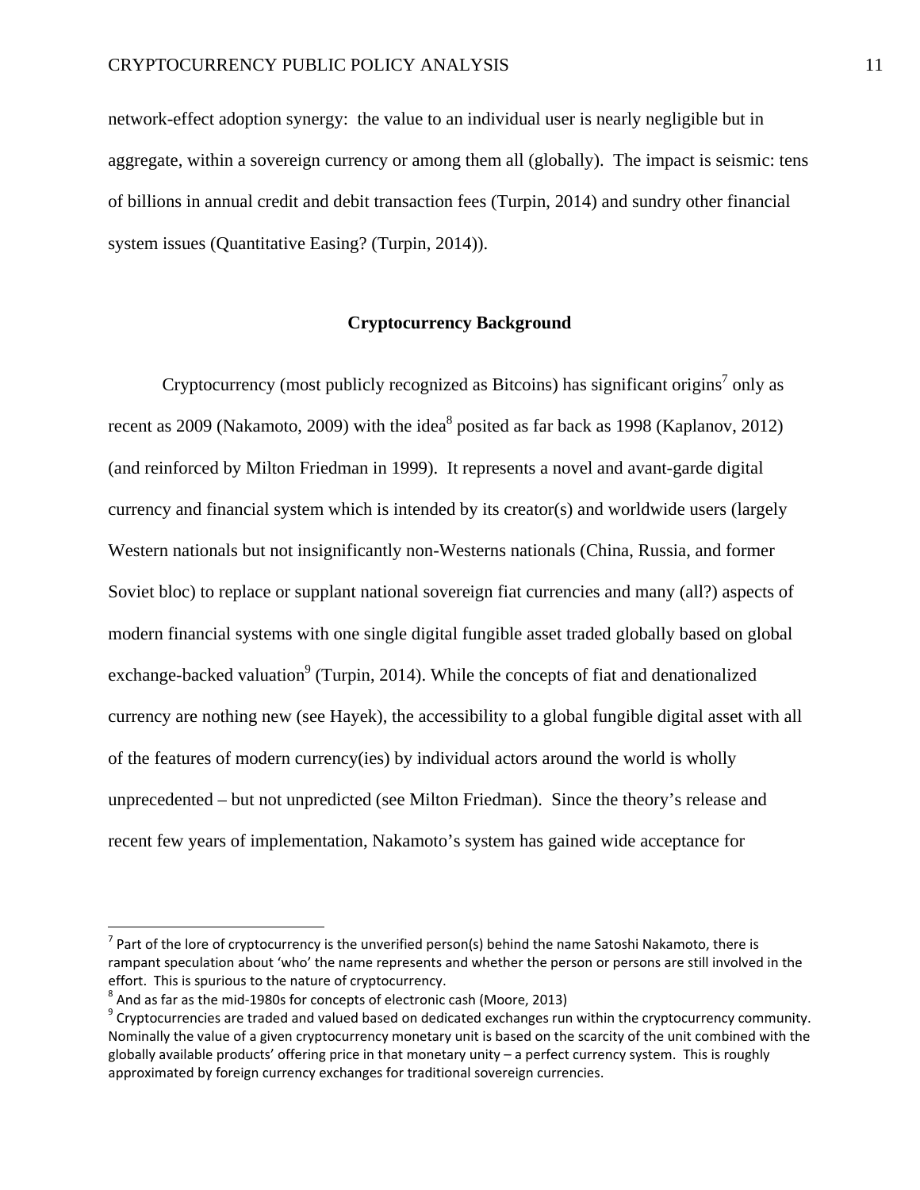network-effect adoption synergy:  the value to an individual user is nearly negligible but in aggregate, within a sovereign currency or among them all (globally).  The impact is seismic: tens of billions in annual credit and debit transaction fees (Turpin, 2014) and sundry other financial system issues (Quantitative Easing? (Turpin, 2014)).

## Cryptocurrency Background

Cryptocurrency (most publicly recognized as Bitcoins) has significant origins[7] only as recent as 2009 (Nakamoto, 2009) with the idea[8] posited as far back as 1998 (Kaplanov, 2012) (and reinforced by Milton Friedman in 1999).  It represents a novel and avant-garde digital currency and financial system which is intended by its creator(s) and worldwide users (largely Western nationals but not insignificantly non-Westerns nationals (China, Russia, and former Soviet bloc) to replace or supplant national sovereign fiat currencies and many (all?) aspects of modern financial systems with one single digital fungible asset traded globally based on global exchange-backed valuation[9] (Turpin, 2014). While the concepts of fiat and denationalized currency are nothing new (see Hayek), the accessibility to a global fungible digital asset with all of the features of modern currency(ies) by individual actors around the world is wholly unprecedented – but not unpredicted (see Milton Friedman).  Since the theory's release and recent few years of implementation, Nakamoto's system has gained wide acceptance for

---

[7] Part of the lore of cryptocurrency is the unverified person(s) behind the name Satoshi Nakamoto, there is rampant speculation about 'who' the name represents and whether the person or persons are still involved in the effort.  This is spurious to the nature of cryptocurrency.

[8] And as far as the mid-1980s for concepts of electronic cash (Moore, 2013)

[9] Cryptocurrencies are traded and valued based on dedicated exchanges run within the cryptocurrency community. Nominally the value of a given cryptocurrency monetary unit is based on the scarcity of the unit combined with the globally available products' offering price in that monetary unity – a perfect currency system.  This is roughly approximated by foreign currency exchanges for traditional sovereign currencies.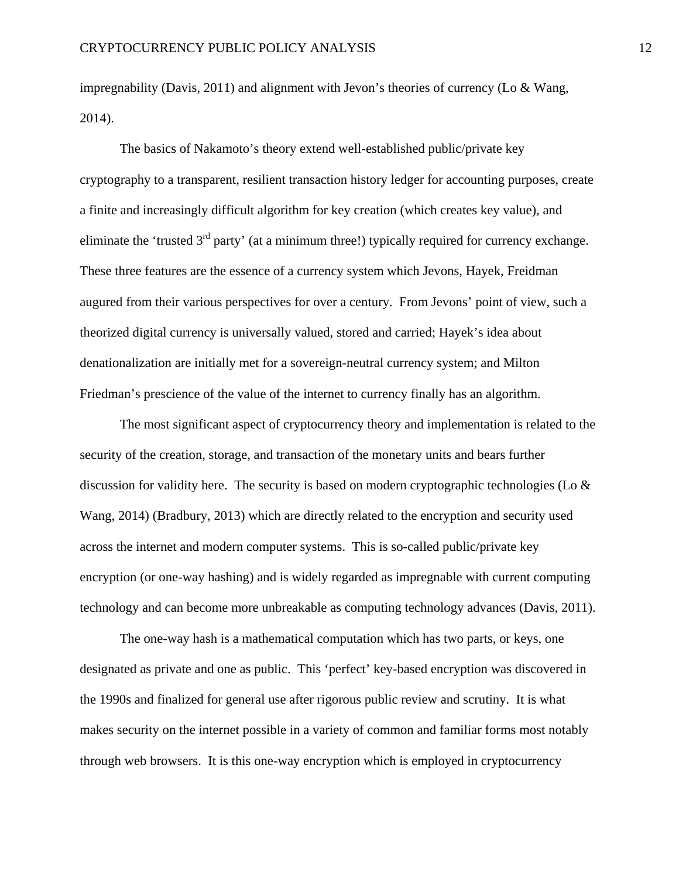impregnability (Davis, 2011) and alignment with Jevon's theories of currency (Lo & Wang, 2014).

The basics of Nakamoto's theory extend well-established public/private key cryptography to a transparent, resilient transaction history ledger for accounting purposes, create a finite and increasingly difficult algorithm for key creation (which creates key value), and eliminate the 'trusted 3rd party' (at a minimum three!) typically required for currency exchange. These three features are the essence of a currency system which Jevons, Hayek, Freidman augured from their various perspectives for over a century. From Jevons' point of view, such a theorized digital currency is universally valued, stored and carried; Hayek's idea about denationalization are initially met for a sovereign-neutral currency system; and Milton Friedman's prescience of the value of the internet to currency finally has an algorithm.

The most significant aspect of cryptocurrency theory and implementation is related to the security of the creation, storage, and transaction of the monetary units and bears further discussion for validity here. The security is based on modern cryptographic technologies (Lo & Wang, 2014) (Bradbury, 2013) which are directly related to the encryption and security used across the internet and modern computer systems. This is so-called public/private key encryption (or one-way hashing) and is widely regarded as impregnable with current computing technology and can become more unbreakable as computing technology advances (Davis, 2011).

The one-way hash is a mathematical computation which has two parts, or keys, one designated as private and one as public. This 'perfect' key-based encryption was discovered in the 1990s and finalized for general use after rigorous public review and scrutiny. It is what makes security on the internet possible in a variety of common and familiar forms most notably through web browsers. It is this one-way encryption which is employed in cryptocurrency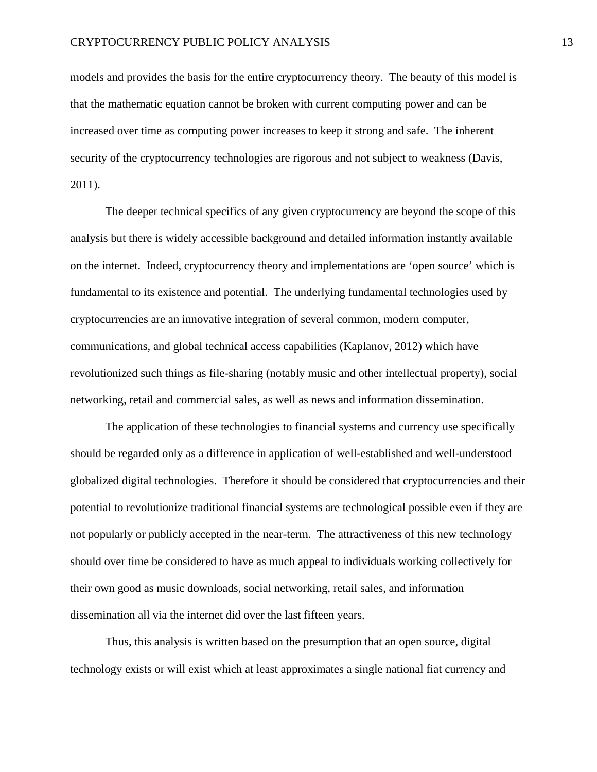models and provides the basis for the entire cryptocurrency theory. The beauty of this model is that the mathematic equation cannot be broken with current computing power and can be increased over time as computing power increases to keep it strong and safe. The inherent security of the cryptocurrency technologies are rigorous and not subject to weakness (Davis, 2011).

The deeper technical specifics of any given cryptocurrency are beyond the scope of this analysis but there is widely accessible background and detailed information instantly available on the internet. Indeed, cryptocurrency theory and implementations are 'open source' which is fundamental to its existence and potential. The underlying fundamental technologies used by cryptocurrencies are an innovative integration of several common, modern computer, communications, and global technical access capabilities (Kaplanov, 2012) which have revolutionized such things as file-sharing (notably music and other intellectual property), social networking, retail and commercial sales, as well as news and information dissemination.

The application of these technologies to financial systems and currency use specifically should be regarded only as a difference in application of well-established and well-understood globalized digital technologies. Therefore it should be considered that cryptocurrencies and their potential to revolutionize traditional financial systems are technological possible even if they are not popularly or publicly accepted in the near-term. The attractiveness of this new technology should over time be considered to have as much appeal to individuals working collectively for their own good as music downloads, social networking, retail sales, and information dissemination all via the internet did over the last fifteen years.

Thus, this analysis is written based on the presumption that an open source, digital technology exists or will exist which at least approximates a single national fiat currency and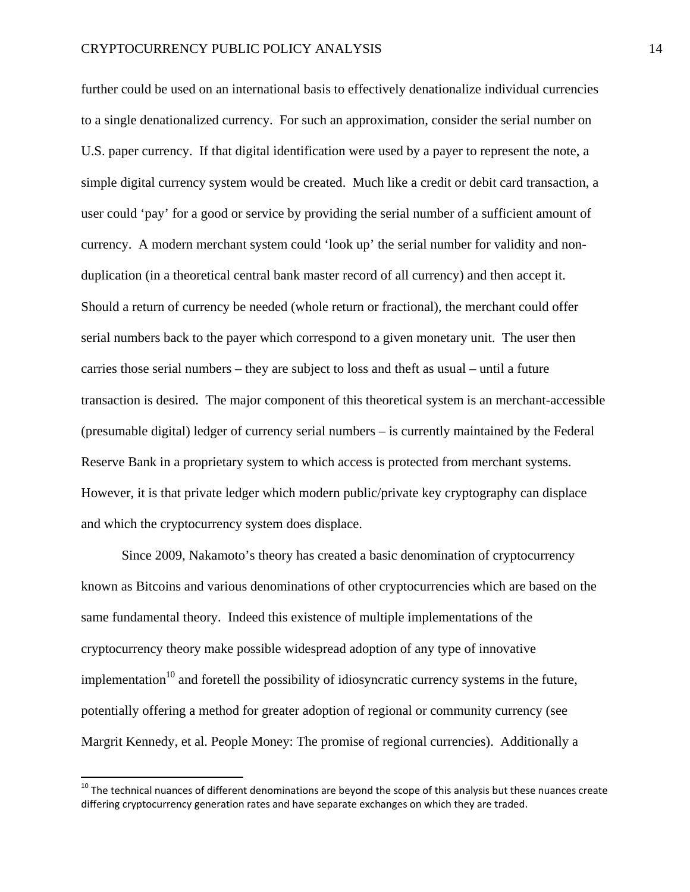further could be used on an international basis to effectively denationalize individual currencies to a single denationalized currency. For such an approximation, consider the serial number on U.S. paper currency. If that digital identification were used by a payer to represent the note, a simple digital currency system would be created. Much like a credit or debit card transaction, a user could 'pay' for a good or service by providing the serial number of a sufficient amount of currency. A modern merchant system could 'look up' the serial number for validity and non-duplication (in a theoretical central bank master record of all currency) and then accept it. Should a return of currency be needed (whole return or fractional), the merchant could offer serial numbers back to the payer which correspond to a given monetary unit. The user then carries those serial numbers – they are subject to loss and theft as usual – until a future transaction is desired. The major component of this theoretical system is an merchant-accessible (presumable digital) ledger of currency serial numbers – is currently maintained by the Federal Reserve Bank in a proprietary system to which access is protected from merchant systems. However, it is that private ledger which modern public/private key cryptography can displace and which the cryptocurrency system does displace.

Since 2009, Nakamoto's theory has created a basic denomination of cryptocurrency known as Bitcoins and various denominations of other cryptocurrencies which are based on the same fundamental theory. Indeed this existence of multiple implementations of the cryptocurrency theory make possible widespread adoption of any type of innovative implementation[10] and foretell the possibility of idiosyncratic currency systems in the future, potentially offering a method for greater adoption of regional or community currency (see Margrit Kennedy, et al. People Money: The promise of regional currencies). Additionally a

---

[10] The technical nuances of different denominations are beyond the scope of this analysis but these nuances create differing cryptocurrency generation rates and have separate exchanges on which they are traded.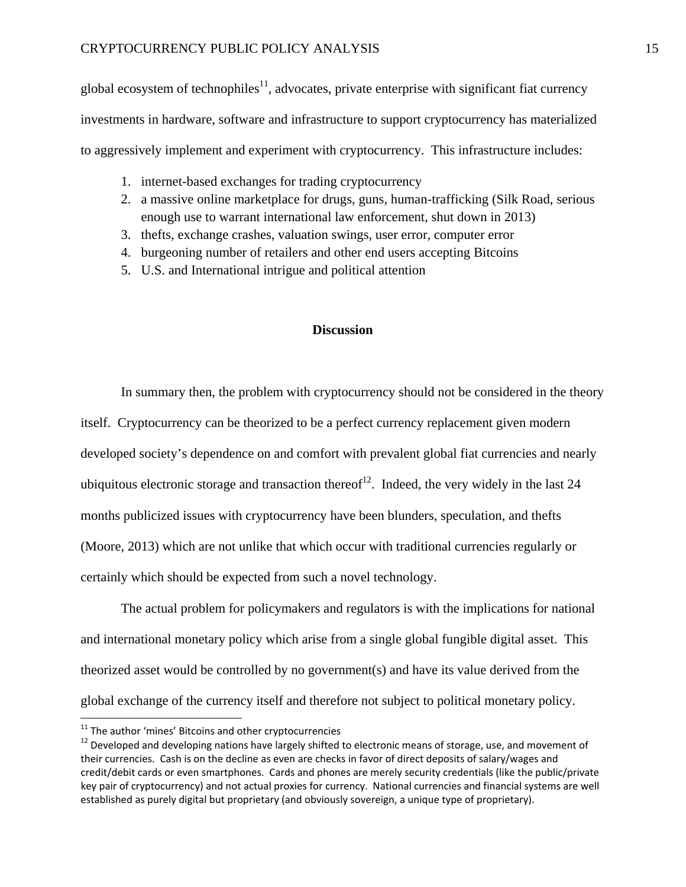global ecosystem of technophiles[11], advocates, private enterprise with significant fiat currency investments in hardware, software and infrastructure to support cryptocurrency has materialized to aggressively implement and experiment with cryptocurrency. This infrastructure includes:

1. internet-based exchanges for trading cryptocurrency
2. a massive online marketplace for drugs, guns, human-trafficking (Silk Road, serious enough use to warrant international law enforcement, shut down in 2013)
3. thefts, exchange crashes, valuation swings, user error, computer error
4. burgeoning number of retailers and other end users accepting Bitcoins
5. U.S. and International intrigue and political attention

## Discussion

In summary then, the problem with cryptocurrency should not be considered in the theory itself. Cryptocurrency can be theorized to be a perfect currency replacement given modern developed society's dependence on and comfort with prevalent global fiat currencies and nearly ubiquitous electronic storage and transaction thereof[12]. Indeed, the very widely in the last 24 months publicized issues with cryptocurrency have been blunders, speculation, and thefts (Moore, 2013) which are not unlike that which occur with traditional currencies regularly or certainly which should be expected from such a novel technology.

The actual problem for policymakers and regulators is with the implications for national and international monetary policy which arise from a single global fungible digital asset. This theorized asset would be controlled by no government(s) and have its value derived from the global exchange of the currency itself and therefore not subject to political monetary policy.

---

[11] The author 'mines' Bitcoins and other cryptocurrencies

[12] Developed and developing nations have largely shifted to electronic means of storage, use, and movement of their currencies. Cash is on the decline as even are checks in favor of direct deposits of salary/wages and credit/debit cards or even smartphones. Cards and phones are merely security credentials (like the public/private key pair of cryptocurrency) and not actual proxies for currency. National currencies and financial systems are well established as purely digital but proprietary (and obviously sovereign, a unique type of proprietary).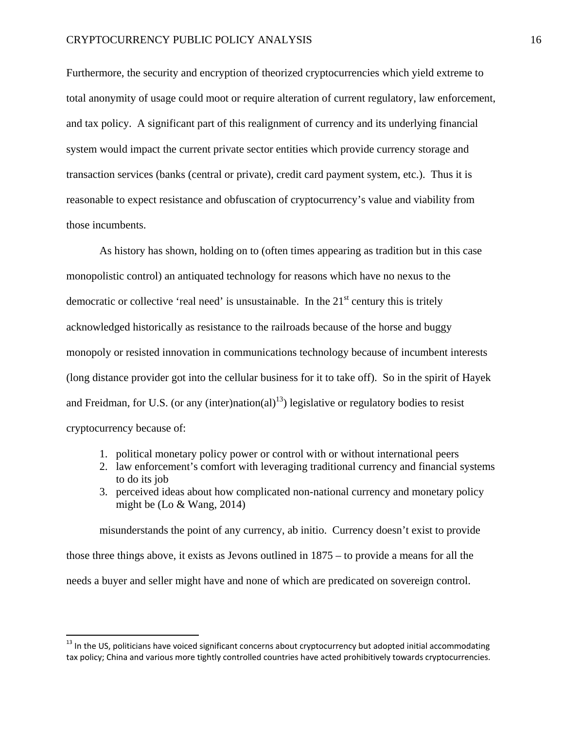Furthermore, the security and encryption of theorized cryptocurrencies which yield extreme to total anonymity of usage could moot or require alteration of current regulatory, law enforcement, and tax policy. A significant part of this realignment of currency and its underlying financial system would impact the current private sector entities which provide currency storage and transaction services (banks (central or private), credit card payment system, etc.). Thus it is reasonable to expect resistance and obfuscation of cryptocurrency's value and viability from those incumbents.

As history has shown, holding on to (often times appearing as tradition but in this case monopolistic control) an antiquated technology for reasons which have no nexus to the democratic or collective 'real need' is unsustainable. In the 21st century this is tritely acknowledged historically as resistance to the railroads because of the horse and buggy monopoly or resisted innovation in communications technology because of incumbent interests (long distance provider got into the cellular business for it to take off). So in the spirit of Hayek and Freidman, for U.S. (or any (inter)nation(al)[13]) legislative or regulatory bodies to resist cryptocurrency because of:

1. political monetary policy power or control with or without international peers
2. law enforcement's comfort with leveraging traditional currency and financial systems to do its job
3. perceived ideas about how complicated non-national currency and monetary policy might be (Lo & Wang, 2014)

misunderstands the point of any currency, ab initio. Currency doesn't exist to provide those three things above, it exists as Jevons outlined in 1875 – to provide a means for all the needs a buyer and seller might have and none of which are predicated on sovereign control.

[13] In the US, politicians have voiced significant concerns about cryptocurrency but adopted initial accommodating tax policy; China and various more tightly controlled countries have acted prohibitively towards cryptocurrencies.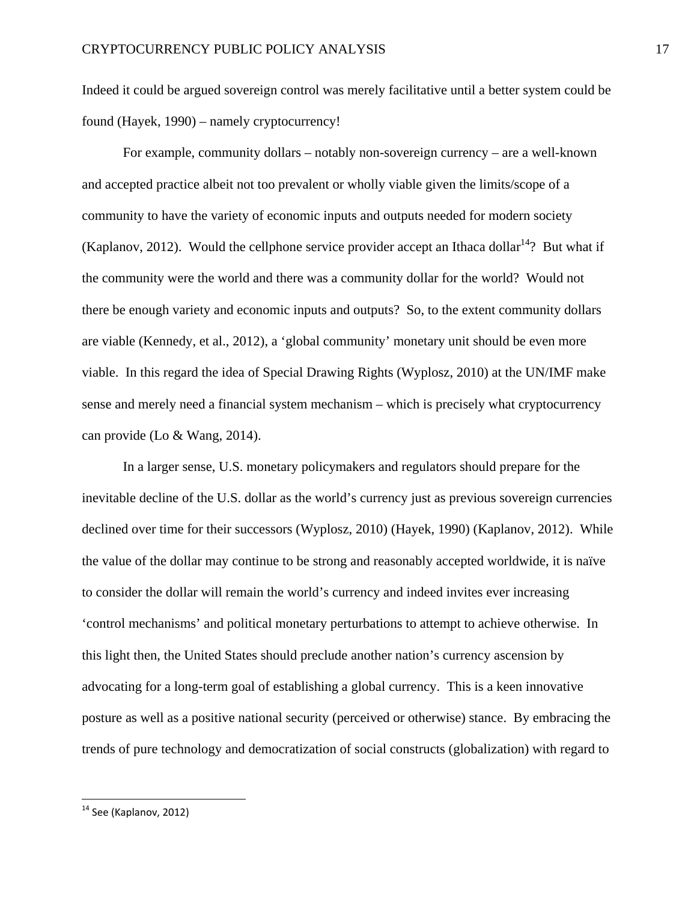Indeed it could be argued sovereign control was merely facilitative until a better system could be found (Hayek, 1990) – namely cryptocurrency!

For example, community dollars – notably non-sovereign currency – are a well-known and accepted practice albeit not too prevalent or wholly viable given the limits/scope of a community to have the variety of economic inputs and outputs needed for modern society (Kaplanov, 2012). Would the cellphone service provider accept an Ithaca dollar[14]? But what if the community were the world and there was a community dollar for the world? Would not there be enough variety and economic inputs and outputs? So, to the extent community dollars are viable (Kennedy, et al., 2012), a 'global community' monetary unit should be even more viable. In this regard the idea of Special Drawing Rights (Wyplosz, 2010) at the UN/IMF make sense and merely need a financial system mechanism – which is precisely what cryptocurrency can provide (Lo & Wang, 2014).

In a larger sense, U.S. monetary policymakers and regulators should prepare for the inevitable decline of the U.S. dollar as the world's currency just as previous sovereign currencies declined over time for their successors (Wyplosz, 2010) (Hayek, 1990) (Kaplanov, 2012). While the value of the dollar may continue to be strong and reasonably accepted worldwide, it is naïve to consider the dollar will remain the world's currency and indeed invites ever increasing 'control mechanisms' and political monetary perturbations to attempt to achieve otherwise. In this light then, the United States should preclude another nation's currency ascension by advocating for a long-term goal of establishing a global currency. This is a keen innovative posture as well as a positive national security (perceived or otherwise) stance. By embracing the trends of pure technology and democratization of social constructs (globalization) with regard to

[14] See (Kaplanov, 2012)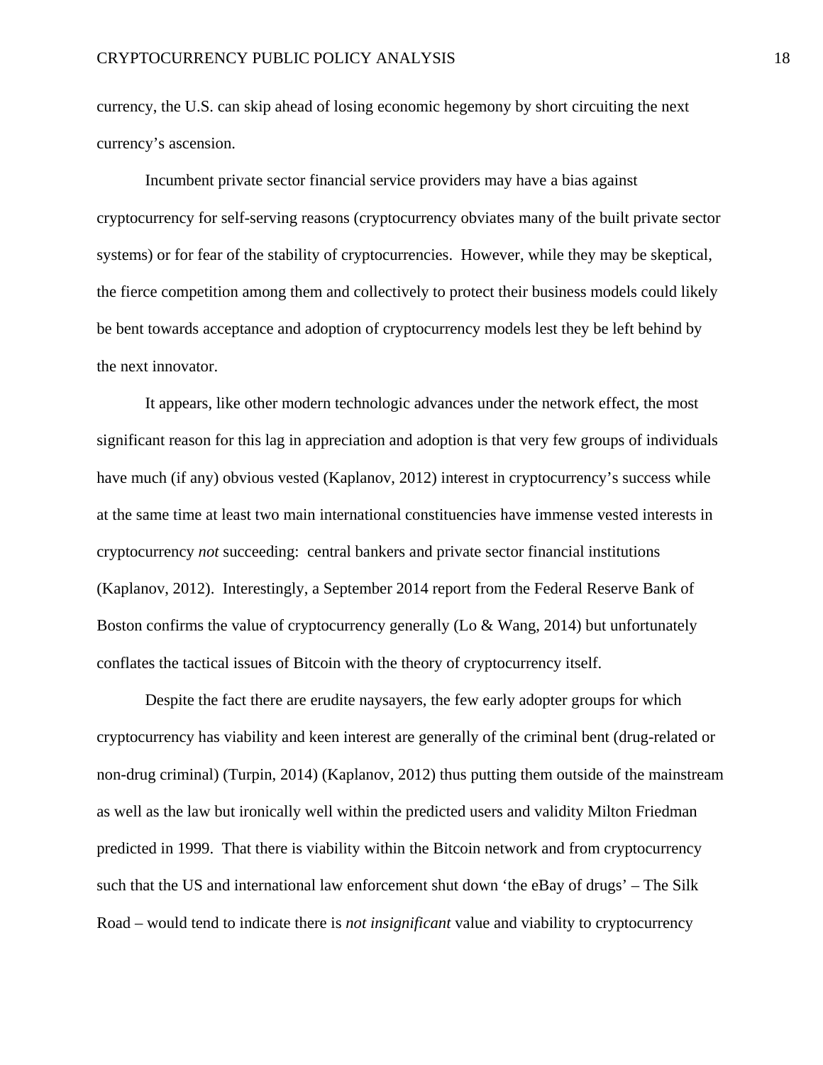currency, the U.S. can skip ahead of losing economic hegemony by short circuiting the next currency's ascension.

Incumbent private sector financial service providers may have a bias against cryptocurrency for self-serving reasons (cryptocurrency obviates many of the built private sector systems) or for fear of the stability of cryptocurrencies. However, while they may be skeptical, the fierce competition among them and collectively to protect their business models could likely be bent towards acceptance and adoption of cryptocurrency models lest they be left behind by the next innovator.

It appears, like other modern technologic advances under the network effect, the most significant reason for this lag in appreciation and adoption is that very few groups of individuals have much (if any) obvious vested (Kaplanov, 2012) interest in cryptocurrency's success while at the same time at least two main international constituencies have immense vested interests in cryptocurrency *not* succeeding: central bankers and private sector financial institutions (Kaplanov, 2012). Interestingly, a September 2014 report from the Federal Reserve Bank of Boston confirms the value of cryptocurrency generally (Lo & Wang, 2014) but unfortunately conflates the tactical issues of Bitcoin with the theory of cryptocurrency itself.

Despite the fact there are erudite naysayers, the few early adopter groups for which cryptocurrency has viability and keen interest are generally of the criminal bent (drug-related or non-drug criminal) (Turpin, 2014) (Kaplanov, 2012) thus putting them outside of the mainstream as well as the law but ironically well within the predicted users and validity Milton Friedman predicted in 1999. That there is viability within the Bitcoin network and from cryptocurrency such that the US and international law enforcement shut down 'the eBay of drugs' – The Silk Road – would tend to indicate there is *not insignificant* value and viability to cryptocurrency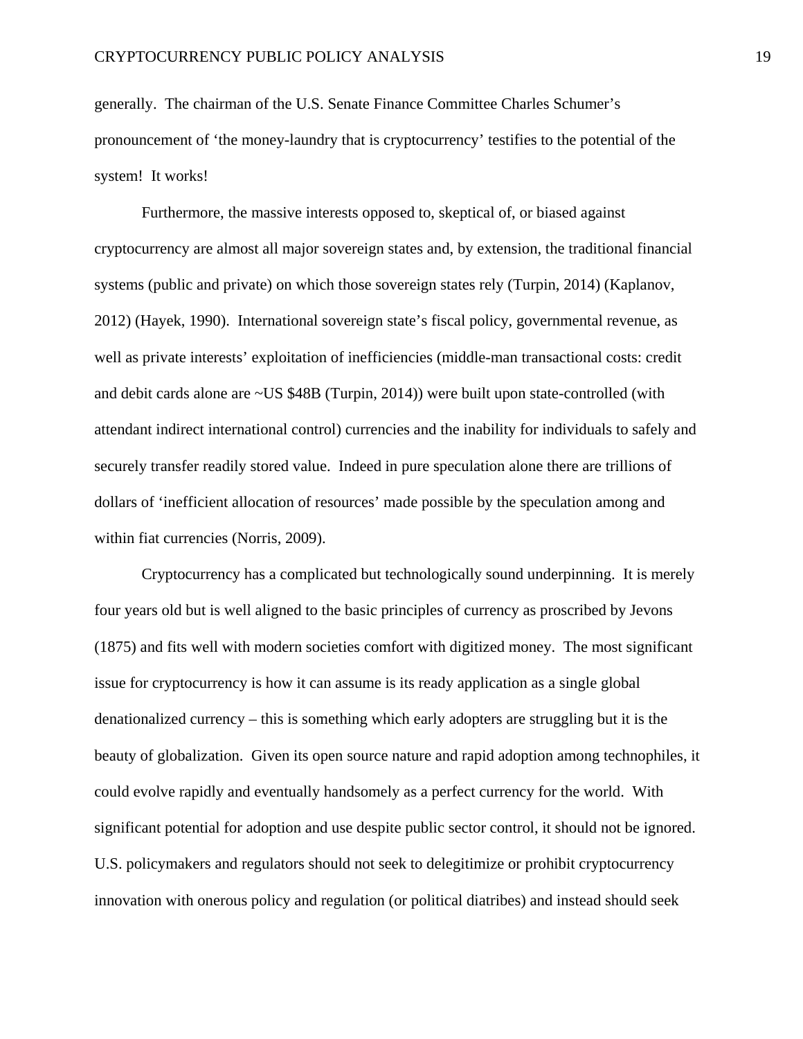generally. The chairman of the U.S. Senate Finance Committee Charles Schumer's pronouncement of 'the money-laundry that is cryptocurrency' testifies to the potential of the system! It works!

Furthermore, the massive interests opposed to, skeptical of, or biased against cryptocurrency are almost all major sovereign states and, by extension, the traditional financial systems (public and private) on which those sovereign states rely (Turpin, 2014) (Kaplanov, 2012) (Hayek, 1990). International sovereign state's fiscal policy, governmental revenue, as well as private interests' exploitation of inefficiencies (middle-man transactional costs: credit and debit cards alone are ~US $48B (Turpin, 2014)) were built upon state-controlled (with attendant indirect international control) currencies and the inability for individuals to safely and securely transfer readily stored value. Indeed in pure speculation alone there are trillions of dollars of 'inefficient allocation of resources' made possible by the speculation among and within fiat currencies (Norris, 2009).

Cryptocurrency has a complicated but technologically sound underpinning. It is merely four years old but is well aligned to the basic principles of currency as proscribed by Jevons (1875) and fits well with modern societies comfort with digitized money. The most significant issue for cryptocurrency is how it can assume is its ready application as a single global denationalized currency – this is something which early adopters are struggling but it is the beauty of globalization. Given its open source nature and rapid adoption among technophiles, it could evolve rapidly and eventually handsomely as a perfect currency for the world. With significant potential for adoption and use despite public sector control, it should not be ignored. U.S. policymakers and regulators should not seek to delegitimize or prohibit cryptocurrency innovation with onerous policy and regulation (or political diatribes) and instead should seek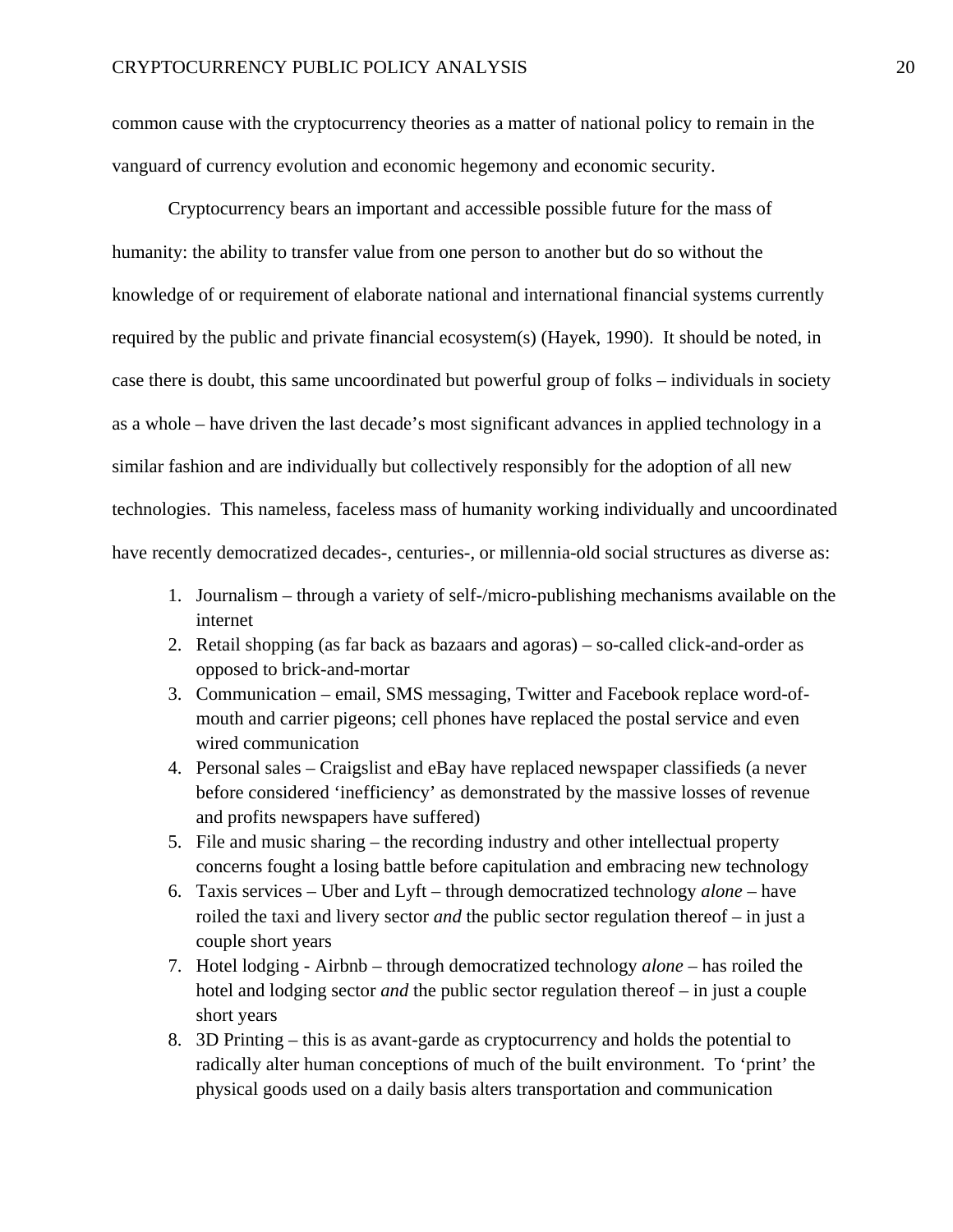common cause with the cryptocurrency theories as a matter of national policy to remain in the vanguard of currency evolution and economic hegemony and economic security.

Cryptocurrency bears an important and accessible possible future for the mass of humanity: the ability to transfer value from one person to another but do so without the knowledge of or requirement of elaborate national and international financial systems currently required by the public and private financial ecosystem(s) (Hayek, 1990). It should be noted, in case there is doubt, this same uncoordinated but powerful group of folks – individuals in society as a whole – have driven the last decade's most significant advances in applied technology in a similar fashion and are individually but collectively responsibly for the adoption of all new technologies. This nameless, faceless mass of humanity working individually and uncoordinated have recently democratized decades-, centuries-, or millennia-old social structures as diverse as:

1. Journalism – through a variety of self-/micro-publishing mechanisms available on the internet
2. Retail shopping (as far back as bazaars and agoras) – so-called click-and-order as opposed to brick-and-mortar
3. Communication – email, SMS messaging, Twitter and Facebook replace word-of-mouth and carrier pigeons; cell phones have replaced the postal service and even wired communication
4. Personal sales – Craigslist and eBay have replaced newspaper classifieds (a never before considered 'inefficiency' as demonstrated by the massive losses of revenue and profits newspapers have suffered)
5. File and music sharing – the recording industry and other intellectual property concerns fought a losing battle before capitulation and embracing new technology
6. Taxis services – Uber and Lyft – through democratized technology *alone* – have roiled the taxi and livery sector *and* the public sector regulation thereof – in just a couple short years
7. Hotel lodging - Airbnb – through democratized technology *alone* – has roiled the hotel and lodging sector *and* the public sector regulation thereof – in just a couple short years
8. 3D Printing – this is as avant-garde as cryptocurrency and holds the potential to radically alter human conceptions of much of the built environment. To 'print' the physical goods used on a daily basis alters transportation and communication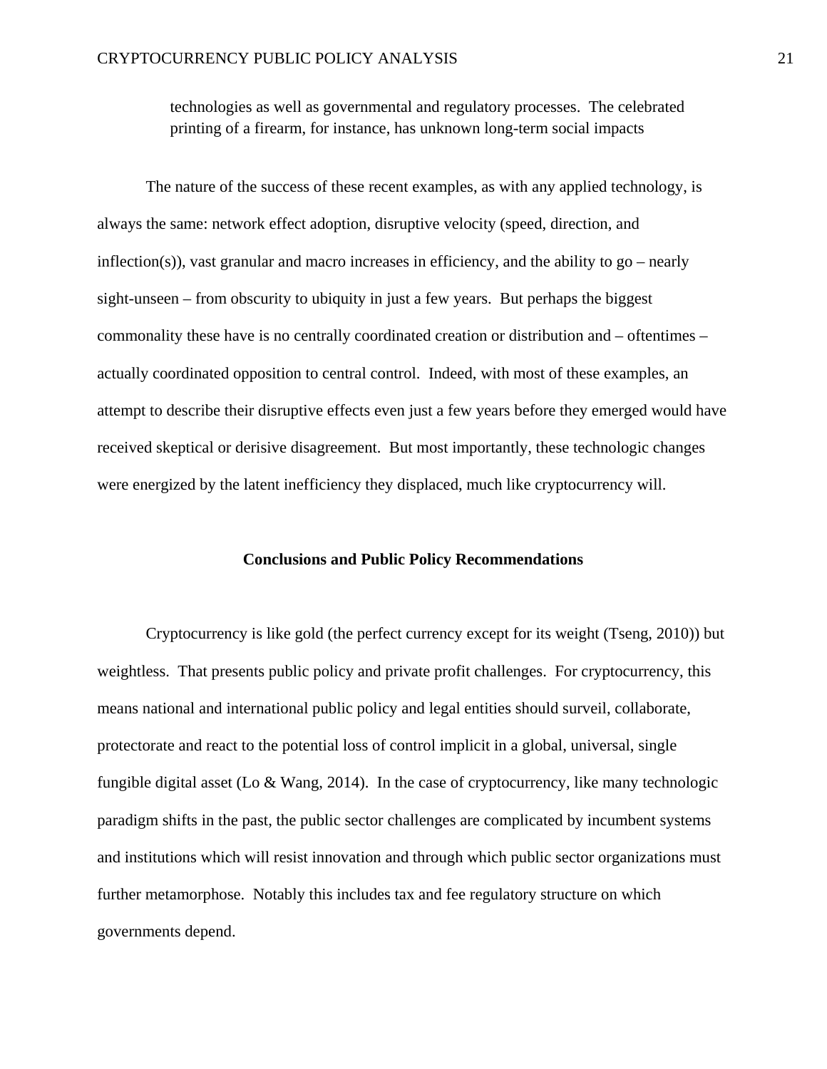technologies as well as governmental and regulatory processes.  The celebrated printing of a firearm, for instance, has unknown long-term social impacts

The nature of the success of these recent examples, as with any applied technology, is always the same: network effect adoption, disruptive velocity (speed, direction, and inflection(s)), vast granular and macro increases in efficiency, and the ability to go – nearly sight-unseen – from obscurity to ubiquity in just a few years.  But perhaps the biggest commonality these have is no centrally coordinated creation or distribution and – oftentimes – actually coordinated opposition to central control.  Indeed, with most of these examples, an attempt to describe their disruptive effects even just a few years before they emerged would have received skeptical or derisive disagreement.  But most importantly, these technologic changes were energized by the latent inefficiency they displaced, much like cryptocurrency will.

## Conclusions and Public Policy Recommendations

Cryptocurrency is like gold (the perfect currency except for its weight (Tseng, 2010)) but weightless.  That presents public policy and private profit challenges.  For cryptocurrency, this means national and international public policy and legal entities should surveil, collaborate, protectorate and react to the potential loss of control implicit in a global, universal, single fungible digital asset (Lo & Wang, 2014).  In the case of cryptocurrency, like many technologic paradigm shifts in the past, the public sector challenges are complicated by incumbent systems and institutions which will resist innovation and through which public sector organizations must further metamorphose.  Notably this includes tax and fee regulatory structure on which governments depend.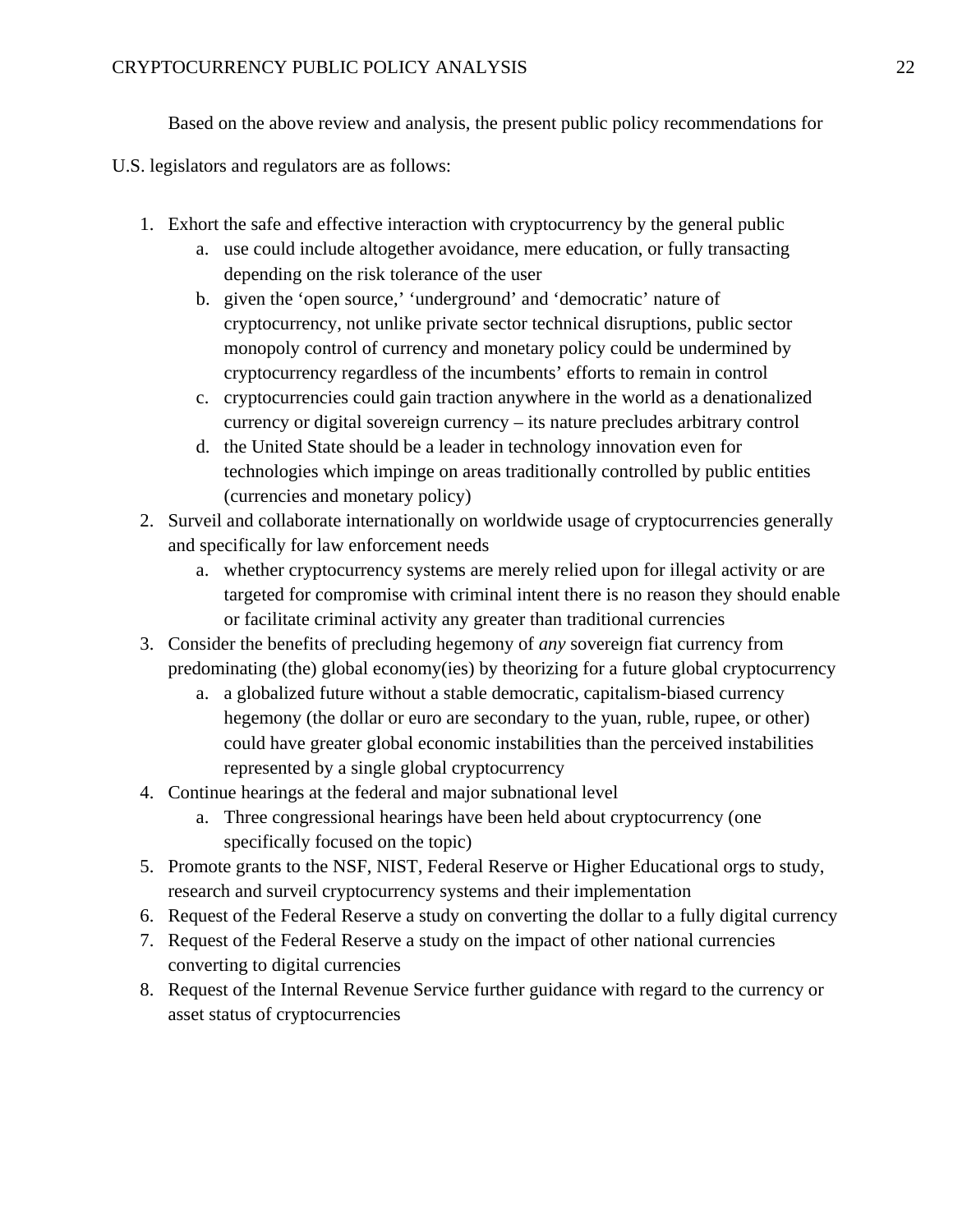Based on the above review and analysis, the present public policy recommendations for U.S. legislators and regulators are as follows:

1. Exhort the safe and effective interaction with cryptocurrency by the general public
    a. use could include altogether avoidance, mere education, or fully transacting depending on the risk tolerance of the user
    b. given the ‘open source,’ ‘underground’ and ‘democratic’ nature of cryptocurrency, not unlike private sector technical disruptions, public sector monopoly control of currency and monetary policy could be undermined by cryptocurrency regardless of the incumbents’ efforts to remain in control
    c. cryptocurrencies could gain traction anywhere in the world as a denationalized currency or digital sovereign currency – its nature precludes arbitrary control
    d. the United State should be a leader in technology innovation even for technologies which impinge on areas traditionally controlled by public entities (currencies and monetary policy)
2. Surveil and collaborate internationally on worldwide usage of cryptocurrencies generally and specifically for law enforcement needs
    a. whether cryptocurrency systems are merely relied upon for illegal activity or are targeted for compromise with criminal intent there is no reason they should enable or facilitate criminal activity any greater than traditional currencies
3. Consider the benefits of precluding hegemony of *any* sovereign fiat currency from predominating (the) global economy(ies) by theorizing for a future global cryptocurrency
    a. a globalized future without a stable democratic, capitalism-biased currency hegemony (the dollar or euro are secondary to the yuan, ruble, rupee, or other) could have greater global economic instabilities than the perceived instabilities represented by a single global cryptocurrency
4. Continue hearings at the federal and major subnational level
    a. Three congressional hearings have been held about cryptocurrency (one specifically focused on the topic)
5. Promote grants to the NSF, NIST, Federal Reserve or Higher Educational orgs to study, research and surveil cryptocurrency systems and their implementation
6. Request of the Federal Reserve a study on converting the dollar to a fully digital currency
7. Request of the Federal Reserve a study on the impact of other national currencies converting to digital currencies
8. Request of the Internal Revenue Service further guidance with regard to the currency or asset status of cryptocurrencies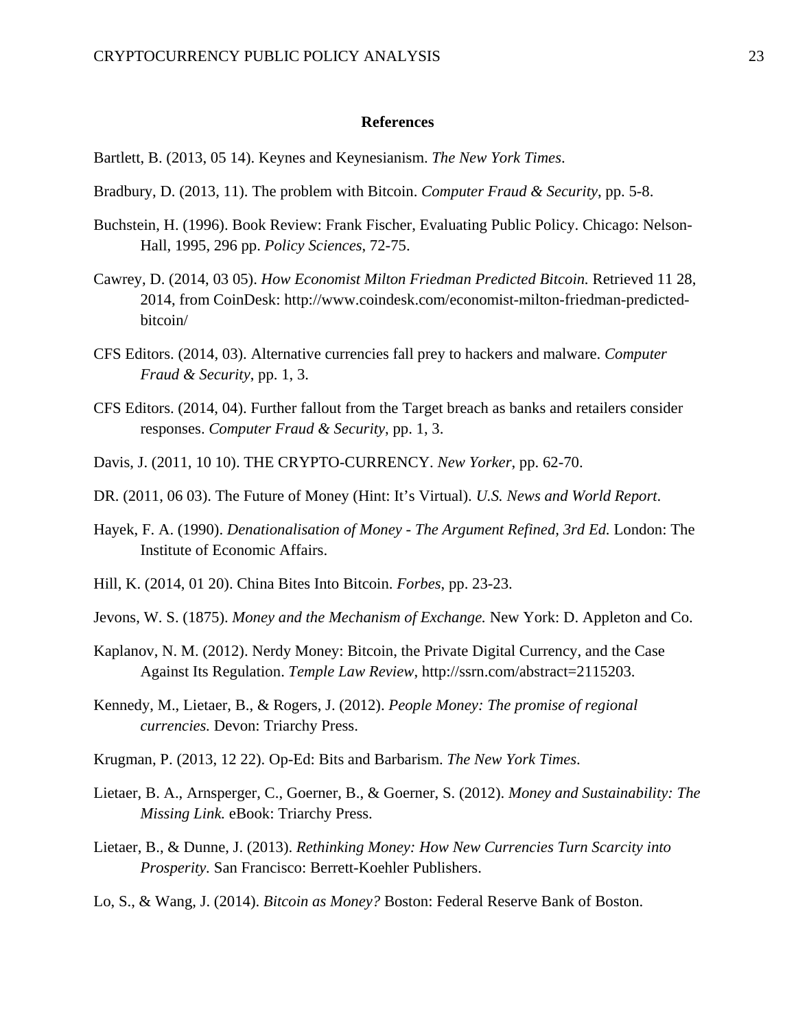**References**

Bartlett, B. (2013, 05 14). Keynes and Keynesianism. *The New York Times*.

Bradbury, D. (2013, 11). The problem with Bitcoin. *Computer Fraud & Security*, pp. 5-8.

Buchstein, H. (1996). Book Review: Frank Fischer, Evaluating Public Policy. Chicago: Nelson-Hall, 1995, 296 pp. *Policy Sciences*, 72-75.

Cawrey, D. (2014, 03 05). *How Economist Milton Friedman Predicted Bitcoin.* Retrieved 11 28, 2014, from CoinDesk: http://www.coindesk.com/economist-milton-friedman-predicted-bitcoin/

CFS Editors. (2014, 03). Alternative currencies fall prey to hackers and malware. *Computer Fraud & Security*, pp. 1, 3.

CFS Editors. (2014, 04). Further fallout from the Target breach as banks and retailers consider responses. *Computer Fraud & Security*, pp. 1, 3.

Davis, J. (2011, 10 10). THE CRYPTO-CURRENCY. *New Yorker*, pp. 62-70.

DR. (2011, 06 03). The Future of Money (Hint: It's Virtual). *U.S. News and World Report*.

Hayek, F. A. (1990). *Denationalisation of Money - The Argument Refined, 3rd Ed.* London: The Institute of Economic Affairs.

Hill, K. (2014, 01 20). China Bites Into Bitcoin. *Forbes*, pp. 23-23.

Jevons, W. S. (1875). *Money and the Mechanism of Exchange.* New York: D. Appleton and Co.

Kaplanov, N. M. (2012). Nerdy Money: Bitcoin, the Private Digital Currency, and the Case Against Its Regulation. *Temple Law Review*, http://ssrn.com/abstract=2115203.

Kennedy, M., Lietaer, B., & Rogers, J. (2012). *People Money: The promise of regional currencies.* Devon: Triarchy Press.

Krugman, P. (2013, 12 22). Op-Ed: Bits and Barbarism. *The New York Times*.

Lietaer, B. A., Arnsperger, C., Goerner, B., & Goerner, S. (2012). *Money and Sustainability: The Missing Link.* eBook: Triarchy Press.

Lietaer, B., & Dunne, J. (2013). *Rethinking Money: How New Currencies Turn Scarcity into Prosperity.* San Francisco: Berrett-Koehler Publishers.

Lo, S., & Wang, J. (2014). *Bitcoin as Money?* Boston: Federal Reserve Bank of Boston.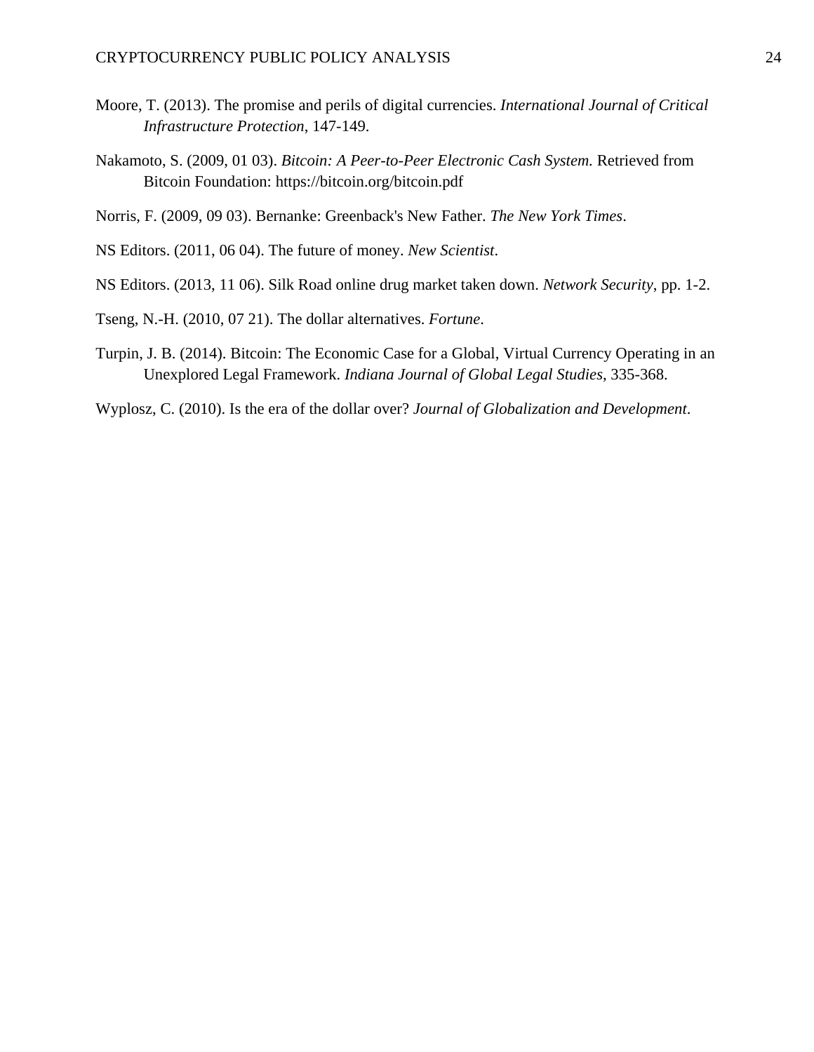Moore, T. (2013). The promise and perils of digital currencies. *International Journal of Critical Infrastructure Protection*, 147-149.

Nakamoto, S. (2009, 01 03). *Bitcoin: A Peer-to-Peer Electronic Cash System.* Retrieved from Bitcoin Foundation: https://bitcoin.org/bitcoin.pdf

Norris, F. (2009, 09 03). Bernanke: Greenback's New Father. *The New York Times*.

NS Editors. (2011, 06 04). The future of money. *New Scientist*.

NS Editors. (2013, 11 06). Silk Road online drug market taken down. *Network Security*, pp. 1-2.

Tseng, N.-H. (2010, 07 21). The dollar alternatives. *Fortune*.

Turpin, J. B. (2014). Bitcoin: The Economic Case for a Global, Virtual Currency Operating in an Unexplored Legal Framework. *Indiana Journal of Global Legal Studies*, 335-368.

Wyplosz, C. (2010). Is the era of the dollar over? *Journal of Globalization and Development*.